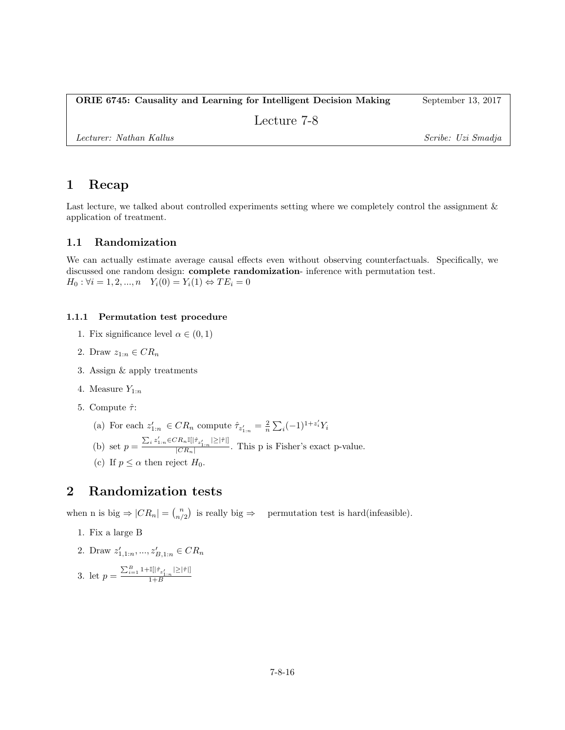**ORIE 6745: Causality and Learning for Intelligent Decision Making** September 13, 2017

Lecture 7-8

*Lecturer: Nathan Kallus* *Scribe: Uzi Smadja*

# 1 Recap

Last lecture, we talked about controlled experiments setting where we completely control the assignment & application of treatment.

## 1.1 Randomization

We can actually estimate average causal effects even without observing counterfactuals. Specifically, we discussed one random design: **complete randomization**- inference with permutation test.
$H_0 : \forall i = 1, 2, ..., n \quad Y_i(0) = Y_i(1) \Leftrightarrow TE_i = 0$

### 1.1.1 Permutation test procedure

1. Fix significance level $\alpha \in (0, 1)$
2. Draw $z_{1:n} \in CR_n$
3. Assign & apply treatments
4. Measure $Y_{1:n}$
5. Compute $\hat{\tau}$:
   (a) For each $z'_{1:n} \in CR_n$ compute $\hat{\tau}_{z'_{1:n}} = \frac{2}{n} \sum_i (-1)^{1+z'_i} Y_i$
   (b) set $p = \frac{\sum_i z'_{1:n} \in CR_n \mathbb{I}[|\hat{\tau}_{z'_{1:n}}| \geq |\hat{\tau}|]}{|CR_n|}$. This p is Fisher's exact p-value.
   (c) If $p \leq \alpha$ then reject $H_0$.

# 2 Randomization tests

when n is big $\Rightarrow |CR_n| = \binom{n}{n/2}$ is really big $\Rightarrow$ permutation test is hard(infeasible).

1. Fix a large B
2. Draw $z'_{1,1:n}, ..., z'_{B,1:n} \in CR_n$
3. let $p = \frac{\sum_{i=1}^{B} 1+\mathbb{I}[|\hat{\tau}_{z'_{1:n}}| \geq |\hat{\tau}|]}{1+B}$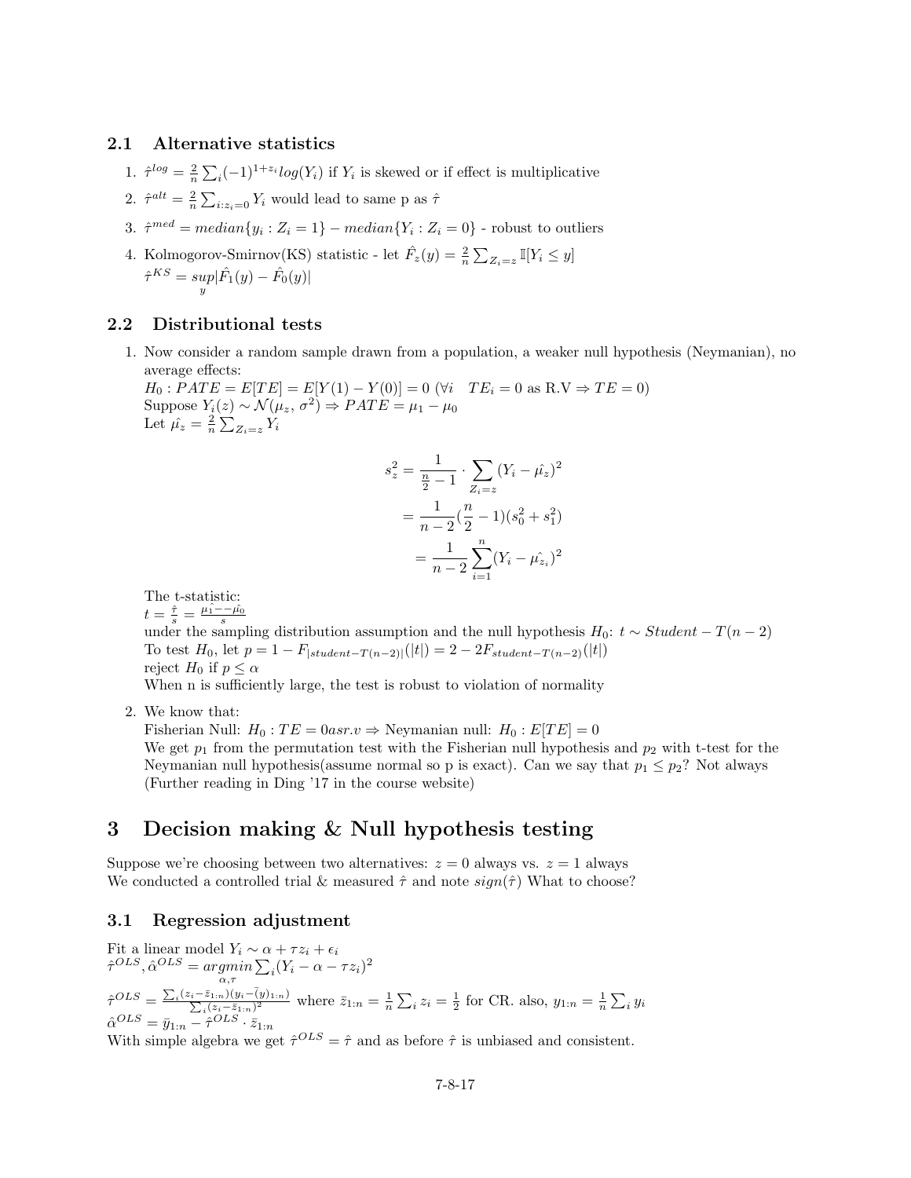## 2.1 Alternative statistics

1. $\hat{\tau}^{log} = \frac{2}{n}\sum_i (-1)^{1+z_i} log(Y_i)$ if $Y_i$ is skewed or if effect is multiplicative
2. $\hat{\tau}^{alt} = \frac{2}{n}\sum_{i:z_i=0} Y_i$ would lead to same p as $\hat{\tau}$
3. $\hat{\tau}^{med} = median\{y_i : Z_i = 1\} - median\{Y_i : Z_i = 0\}$ - robust to outliers
4. Kolmogorov-Smirnov(KS) statistic - let $\hat{F}_z(y) = \frac{2}{n}\sum_{Z_i=z} \mathbb{I}[Y_i \leq y]$
   $\hat{\tau}^{KS} = \underset{y}{sup}|\hat{F}_1(y) - \hat{F}_0(y)|$

## 2.2 Distributional tests

1. Now consider a random sample drawn from a population, a weaker null hypothesis (Neymanian), no average effects:
   $H_0 : PATE = E[TE] = E[Y(1) - Y(0)] = 0$ ($\forall i \quad TE_i = 0$ as R.V $\Rightarrow TE = 0$)
   Suppose $Y_i(z) \sim \mathcal{N}(\mu_z, \sigma^2) \Rightarrow PATE = \mu_1 - \mu_0$
   Let $\hat{\mu_z} = \frac{2}{n}\sum_{Z_i=z} Y_i$

$$
\begin{aligned}
s_z^2 &= \frac{1}{\frac{n}{2}-1} \cdot \sum_{Z_i=z}(Y_i - \hat{\mu_z})^2 \\
&= \frac{1}{n-2}(\frac{n}{2}-1)(s_0^2 + s_1^2) \\
&= \frac{1}{n-2}\sum_{i=1}^{n}(Y_i - \hat{\mu_{z_i}})^2
\end{aligned}
$$

   The t-statistic:
   $t = \frac{\hat{\tau}}{s} = \frac{\hat{\mu_1} - \hat{\mu_0}}{s}$
   under the sampling distribution assumption and the null hypothesis $H_0$: $t \sim Student - T(n-2)$
   To test $H_0$, let $p = 1 - F_{|student-T(n-2)|}(|t|) = 2 - 2F_{student-T(n-2)}(|t|)$
   reject $H_0$ if $p \leq \alpha$
   When n is sufficiently large, the test is robust to violation of normality

2. We know that:
   Fisherian Null: $H_0 : TE = 0 as r.v \Rightarrow$ Neymanian null: $H_0 : E[TE] = 0$
   We get $p_1$ from the permutation test with the Fisherian null hypothesis and $p_2$ with t-test for the Neymanian null hypothesis(assume normal so p is exact). Can we say that $p_1 \leq p_2$? Not always (Further reading in Ding '17 in the course website)

# 3 Decision making & Null hypothesis testing

Suppose we're choosing between two alternatives: $z = 0$ always vs. $z = 1$ always
We conducted a controlled trial & measured $\hat{\tau}$ and note $sign(\hat{\tau})$ What to choose?

## 3.1 Regression adjustment

Fit a linear model $Y_i \sim \alpha + \tau z_i + \epsilon_i$
$\hat{\tau}^{OLS}, \hat{\alpha}^{OLS} = \underset{\alpha,\tau}{argmin}\sum_i (Y_i - \alpha - \tau z_i)^2$
$\hat{\tau}^{OLS} = \frac{\sum_i (z_i - \bar{z}_{1:n})(y_i - \bar{(y)}_{1:n})}{\sum_i (z_i - \bar{z}_{1:n})^2}$ where $\bar{z}_{1:n} = \frac{1}{n}\sum_i z_i = \frac{1}{2}$ for CR. also, $y_{1:n} = \frac{1}{n}\sum_i y_i$
$\hat{\alpha}^{OLS} = \bar{y}_{1:n} - \hat{\tau}^{OLS} \cdot \bar{z}_{1:n}$
With simple algebra we get $\hat{\tau}^{OLS} = \hat{\tau}$ and as before $\hat{\tau}$ is unbiased and consistent.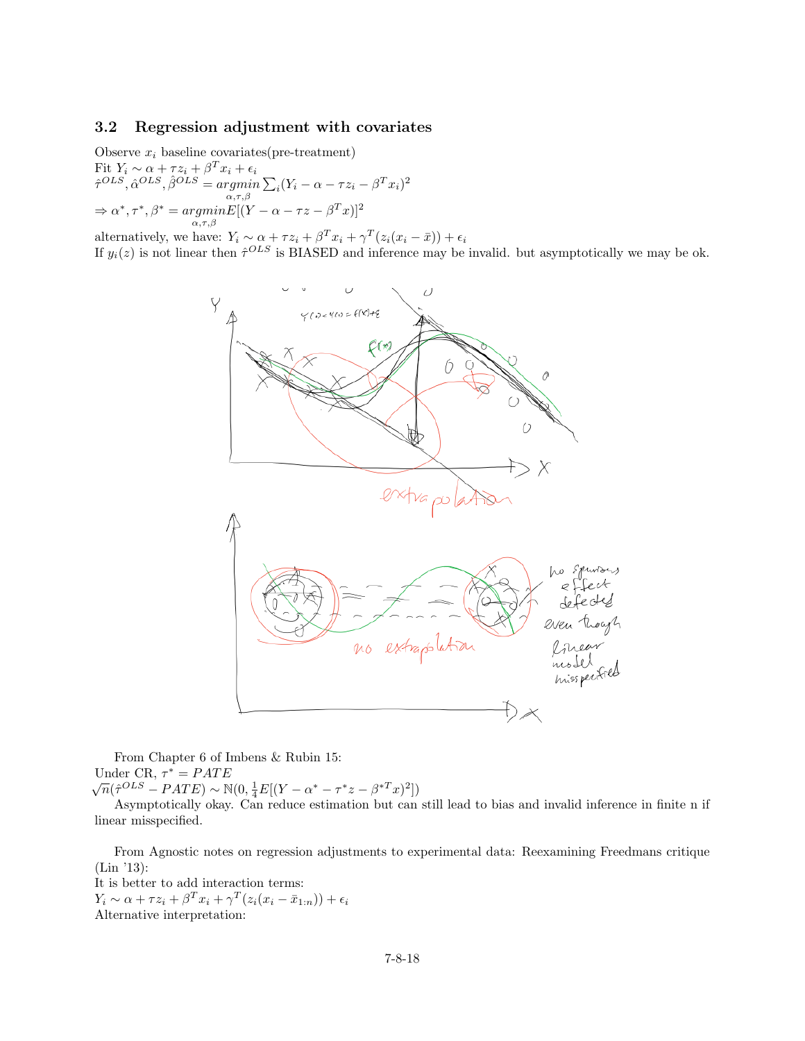### 3.2 Regression adjustment with covariates

Observe $x_i$ baseline covariates(pre-treatment)
Fit $Y_i \sim \alpha + \tau z_i + \beta^T x_i + \epsilon_i$
$\hat{\tau}^{OLS}, \hat{\alpha}^{OLS}, \hat{\beta}^{OLS} = \underset{\alpha,\tau,\beta}{argmin} \sum_i (Y_i - \alpha - \tau z_i - \beta^T x_i)^2$
$\Rightarrow \alpha^*, \tau^*, \beta^* = \underset{\alpha,\tau,\beta}{argmin} E[(Y - \alpha - \tau z - \beta^T x)]^2$
alternatively, we have: $Y_i \sim \alpha + \tau z_i + \beta^T x_i + \gamma^T(z_i(x_i - \bar{x})) + \epsilon_i$
If $y_i(z)$ is not linear then $\hat{\tau}^{OLS}$ is BIASED and inference may be invalid. but asymptotically we may be ok.

From Chapter 6 of Imbens & Rubin 15:
Under CR, $\tau^* = PATE$
$\sqrt{n}(\hat{\tau}^{OLS} - PATE) \sim \mathbb{N}(0, \frac{1}{4}E[(Y - \alpha^* - \tau^* z - \beta^{*T} x)^2])$
Asymptotically okay. Can reduce estimation but can still lead to bias and invalid inference in finite n if linear misspecified.

From Agnostic notes on regression adjustments to experimental data: Reexamining Freedmans critique (Lin '13):
It is better to add interaction terms:
$Y_i \sim \alpha + \tau z_i + \beta^T x_i + \gamma^T(z_i(x_i - \bar{x}_{1:n})) + \epsilon_i$
Alternative interpretation: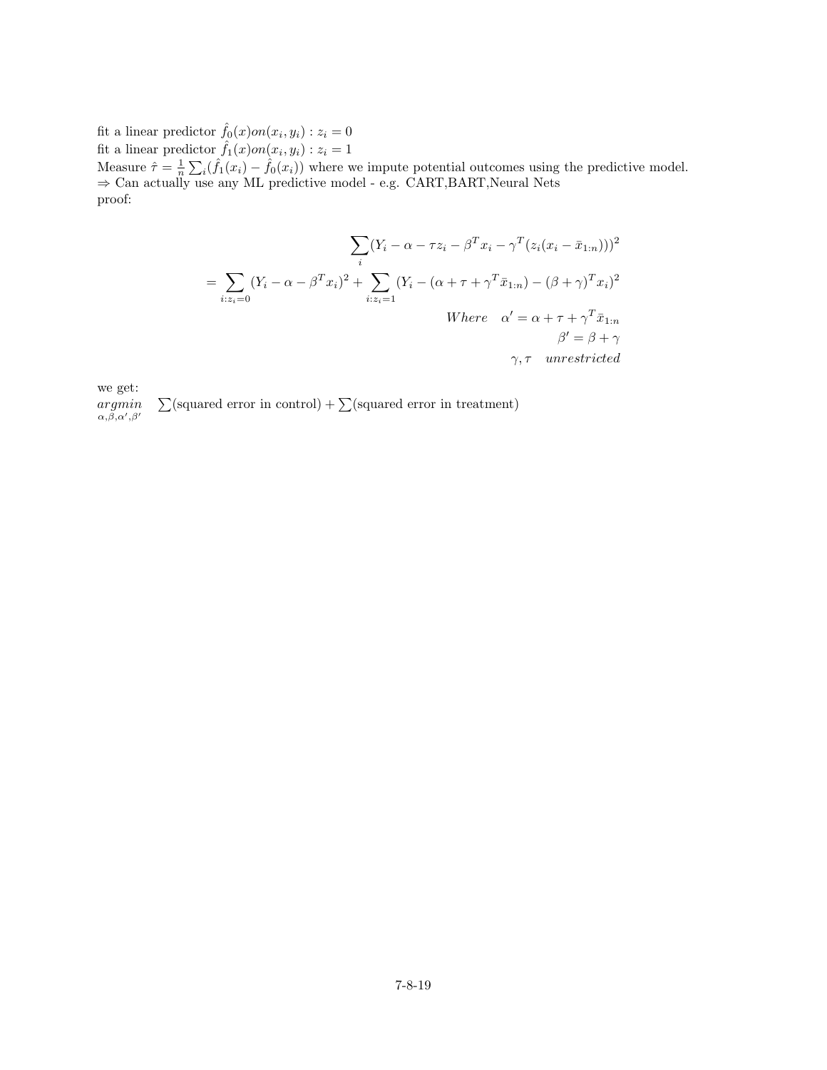fit a linear predictor $\hat{f}_0(x) on (x_i, y_i) : z_i = 0$
fit a linear predictor $\hat{f}_1(x) on (x_i, y_i) : z_i = 1$
Measure $\hat{\tau} = \frac{1}{n}\sum_i(\hat{f}_1(x_i) - \hat{f}_0(x_i))$ where we impute potential outcomes using the predictive model.
$\Rightarrow$ Can actually use any ML predictive model - e.g. CART,BART,Neural Nets
proof:

$$
\begin{aligned}
&\sum_i (Y_i - \alpha - \tau z_i - \beta^T x_i - \gamma^T(z_i(x_i - \bar{x}_{1:n})))^2 \\
= \sum_{i:z_i=0} (Y_i - \alpha - \beta^T x_i)^2 + &\sum_{i:z_i=1} (Y_i - (\alpha + \tau + \gamma^T \bar{x}_{1:n}) - (\beta + \gamma)^T x_i)^2 \\
&\qquad Where \quad \alpha' = \alpha + \tau + \gamma^T \bar{x}_{1:n} \\
&\qquad \beta' = \beta + \gamma \\
&\qquad \gamma, \tau \quad unrestricted
\end{aligned}
$$

we get:
$\underset{\alpha,\beta,\alpha',\beta'}{argmin} \quad \sum(\text{squared error in control}) + \sum(\text{squared error in treatment})$